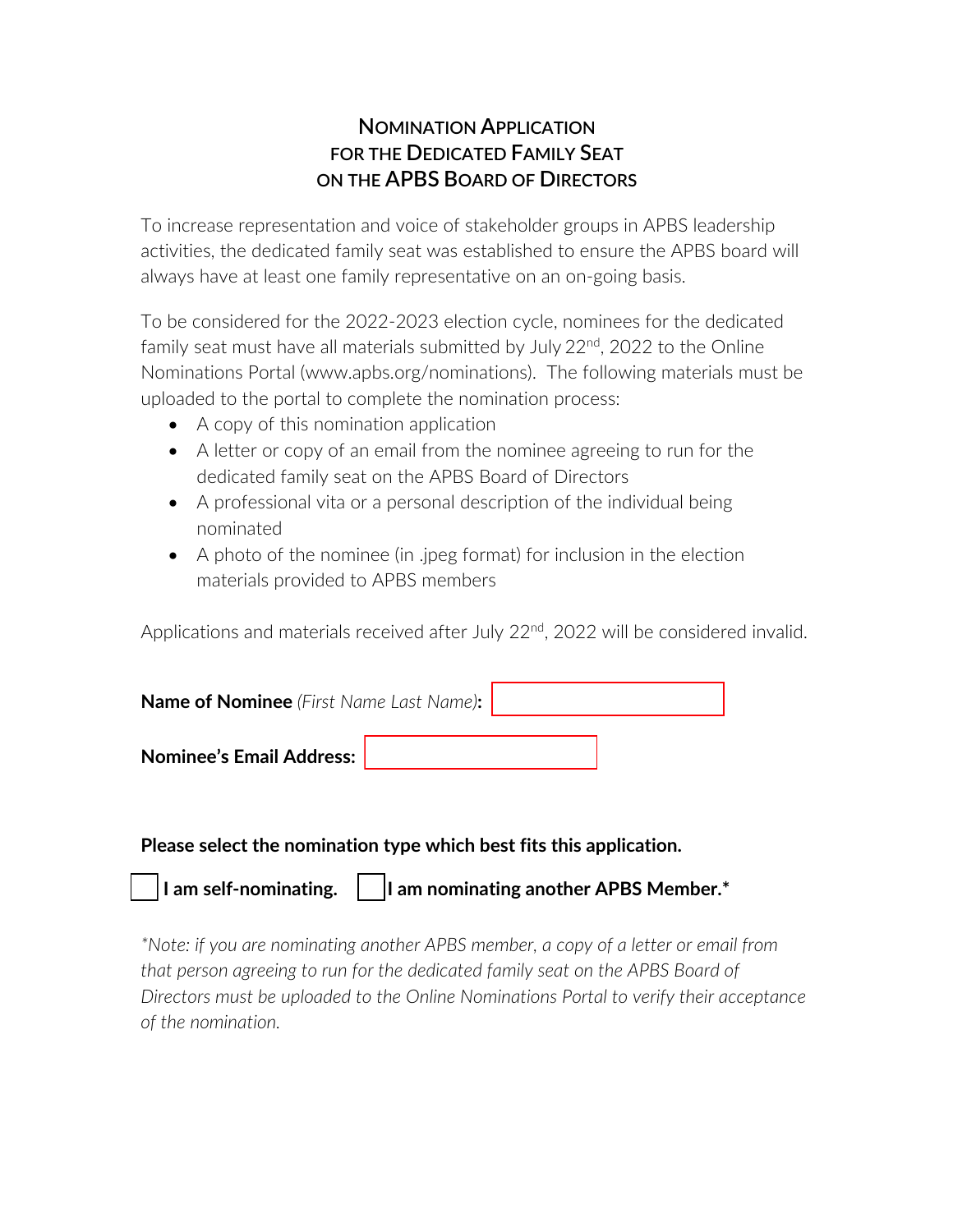# NOMINATION APPLICATION FOR THE DEDICATED FAMILY SEAT ON THE APBS BOARD OF DIRECTORS

To increase representation and voice of stakeholder groups in APBS leadership activities, the dedicated family seat was established to ensure the APBS board will always have at least one family representative on an on-going basis.

To be considered for the 2022-2023 election cycle, nominees for the dedicated family seat must have all materials submitted by July 22nd, 2022 to the Online Nominations Portal (www.apbs.org/nominations). The following materials must be uploaded to the portal to complete the nomination process:

- A copy of this nomination application
- A letter or copy of an email from the nominee agreeing to run for the dedicated family seat on the APBS Board of Directors
- A professional vita or a personal description of the individual being nominated
- A photo of the nominee (in .jpeg format) for inclusion in the election materials provided to APBS members

Applications and materials received after July 22nd, 2022 will be considered invalid.

**Name of Nominee** *(First Name Last Name)***:** ____________________

**Nominee's Email Address:** ____________________

**Please select the nomination type which best fits this application.**

☐ **I am self-nominating.** ☐ **I am nominating another APBS Member.***

*\*Note: if you are nominating another APBS member, a copy of a letter or email from that person agreeing to run for the dedicated family seat on the APBS Board of Directors must be uploaded to the Online Nominations Portal to verify their acceptance of the nomination.*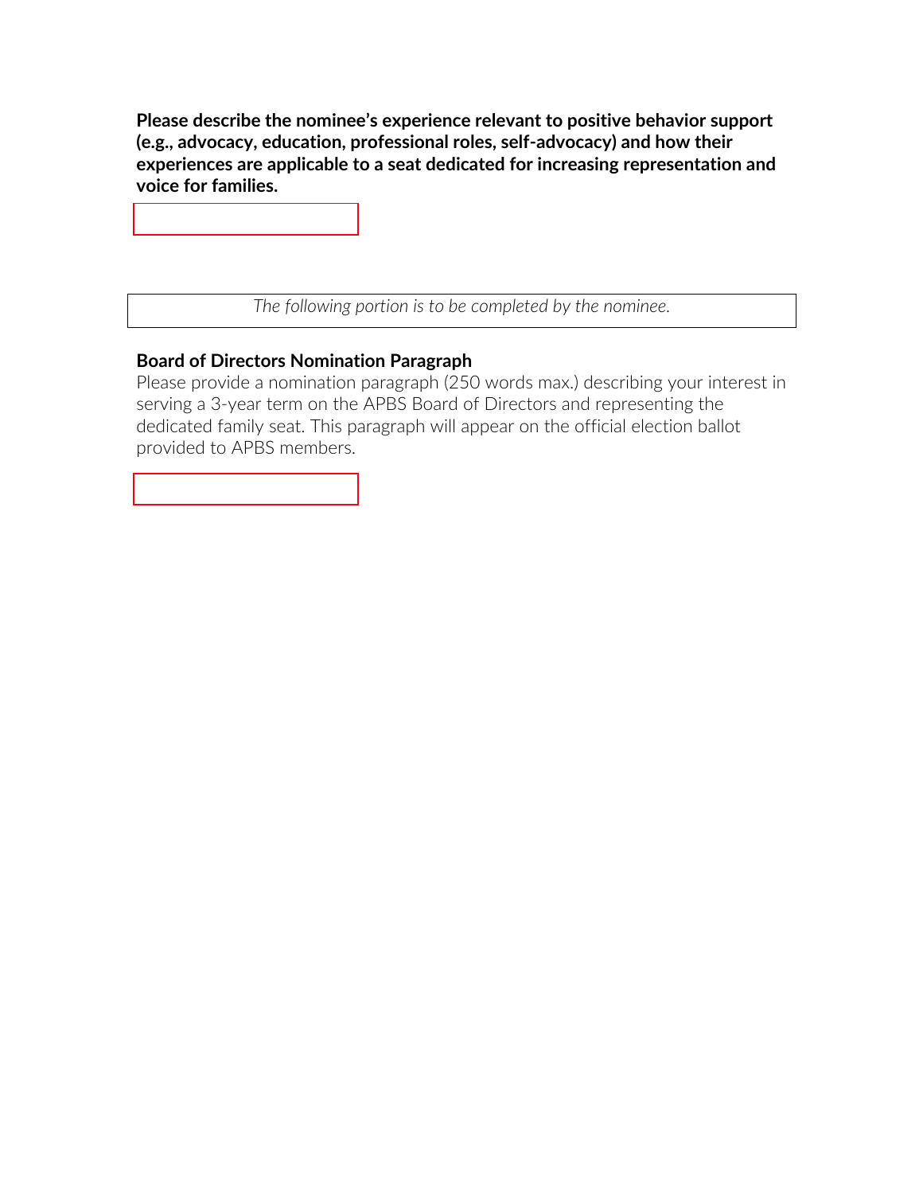**Please describe the nominee's experience relevant to positive behavior support (e.g., advocacy, education, professional roles, self-advocacy) and how their experiences are applicable to a seat dedicated for increasing representation and voice for families.**

*The following portion is to be completed by the nominee.*

**Board of Directors Nomination Paragraph**

Please provide a nomination paragraph (250 words max.) describing your interest in serving a 3-year term on the APBS Board of Directors and representing the dedicated family seat. This paragraph will appear on the official election ballot provided to APBS members.